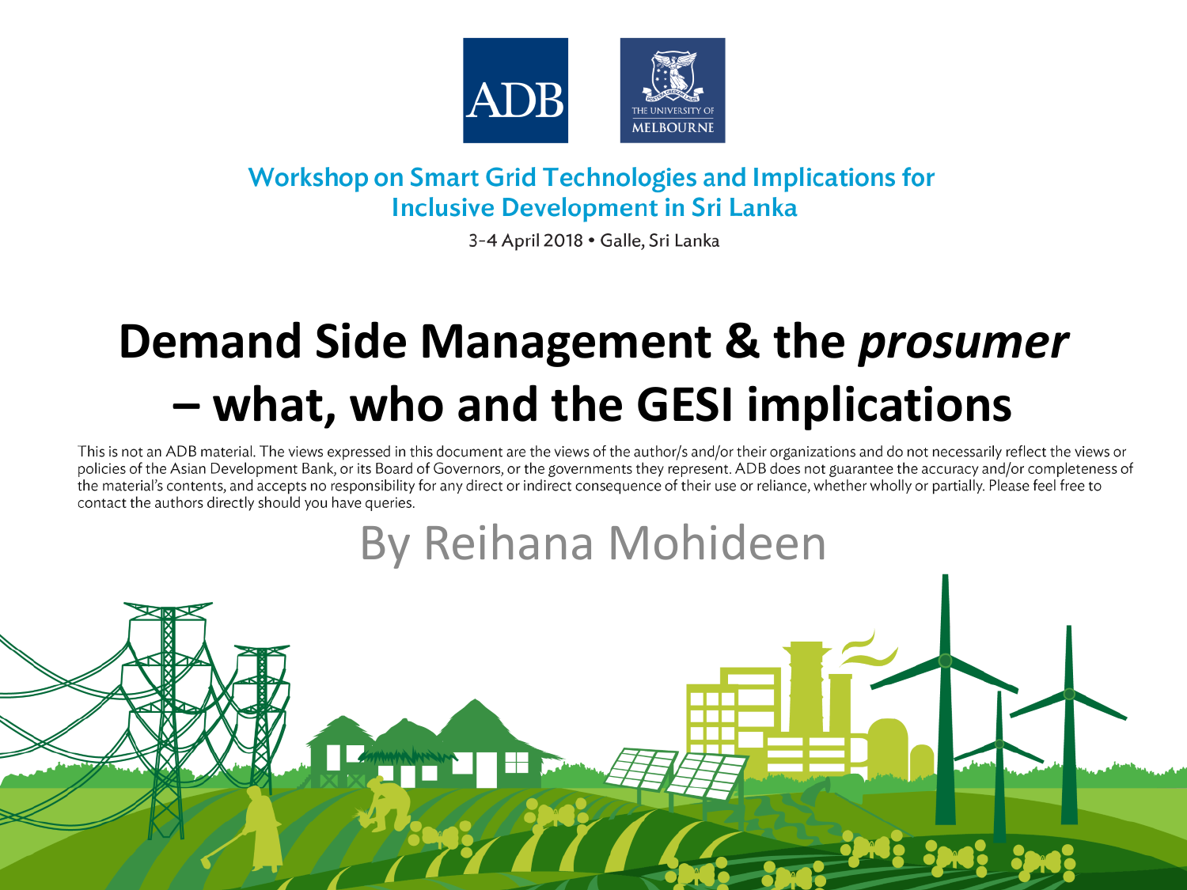Workshop on Smart Grid Technologies and Implications for Inclusive Development in Sri Lanka

3-4 April 2018 • Galle, Sri Lanka

# Demand Side Management & the *prosumer* – what, who and the GESI implications

This is not an ADB material. The views expressed in this document are the views of the author/s and/or their organizations and do not necessarily reflect the views or policies of the Asian Development Bank, or its Board of Governors, or the governments they represent. ADB does not guarantee the accuracy and/or completeness of the material's contents, and accepts no responsibility for any direct or indirect consequence of their use or reliance, whether wholly or partially. Please feel free to contact the authors directly should you have queries.

By Reihana Mohideen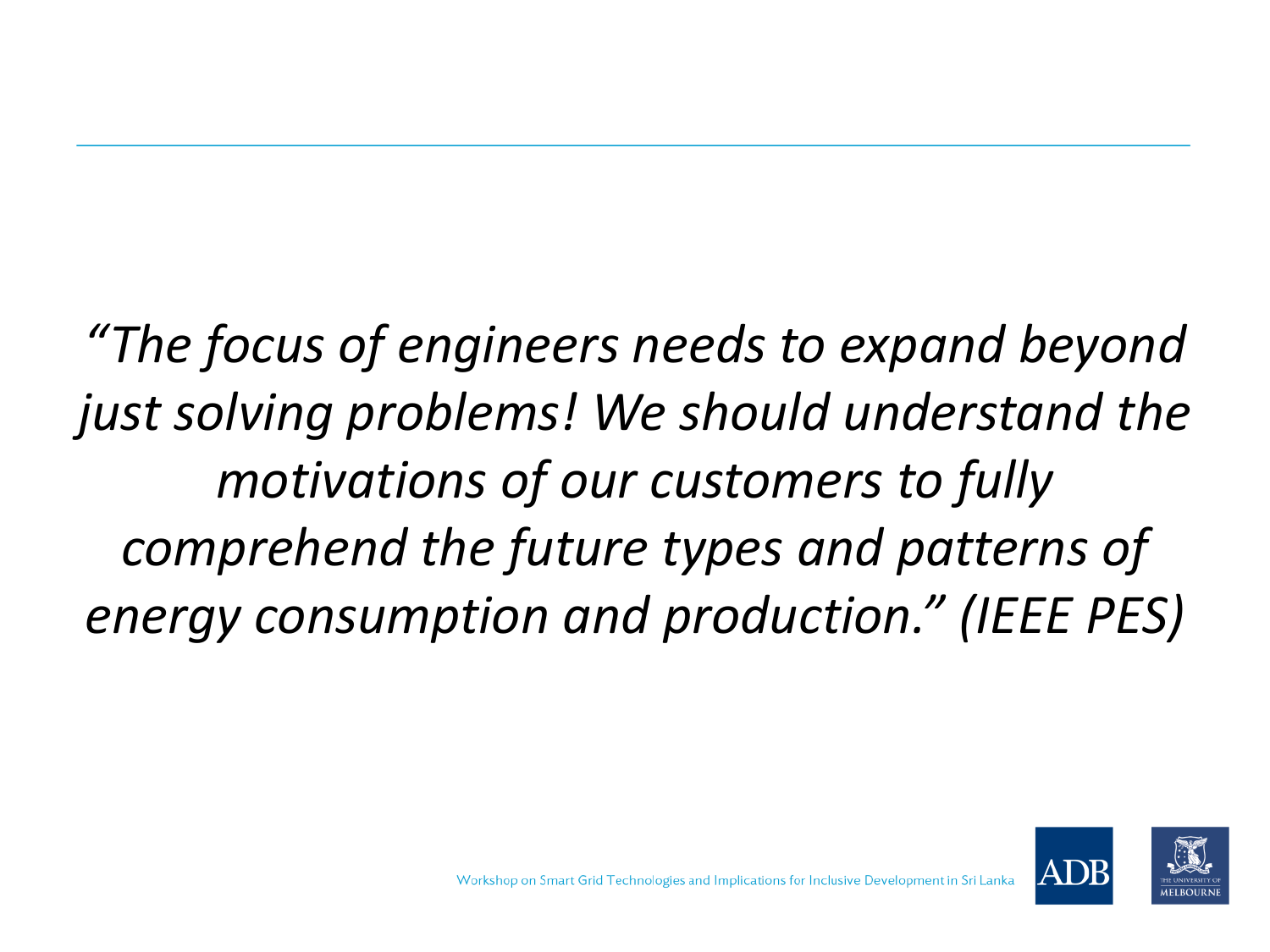*"The focus of engineers needs to expand beyond just solving problems! We should understand the motivations of our customers to fully comprehend the future types and patterns of energy consumption and production." (IEEE PES)*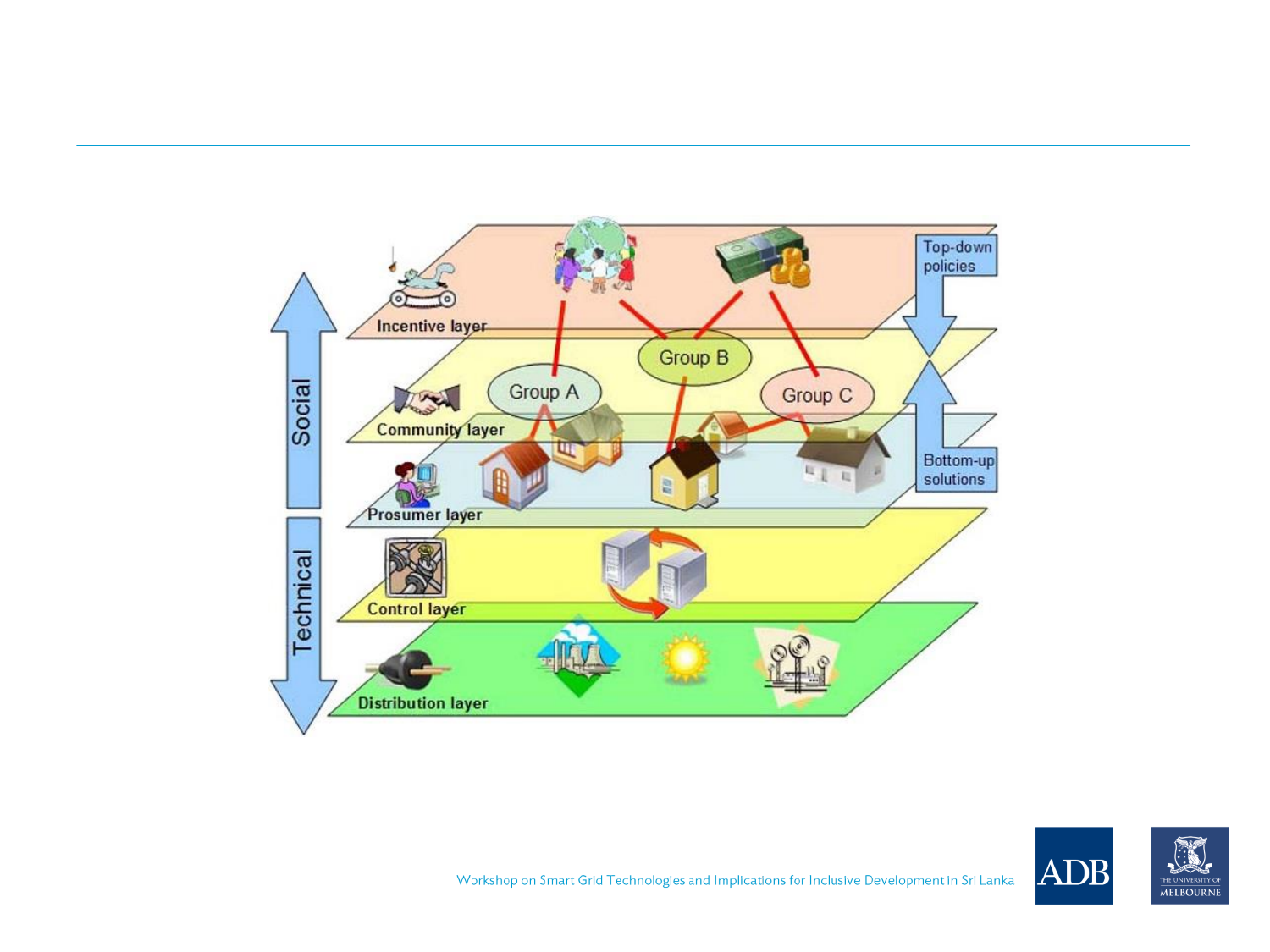Incentive layer

Top-down policies

Group A

Group B

Group C

Community layer

Prosumer layer

Bottom-up solutions

Social

Technical

Control layer

Distribution layer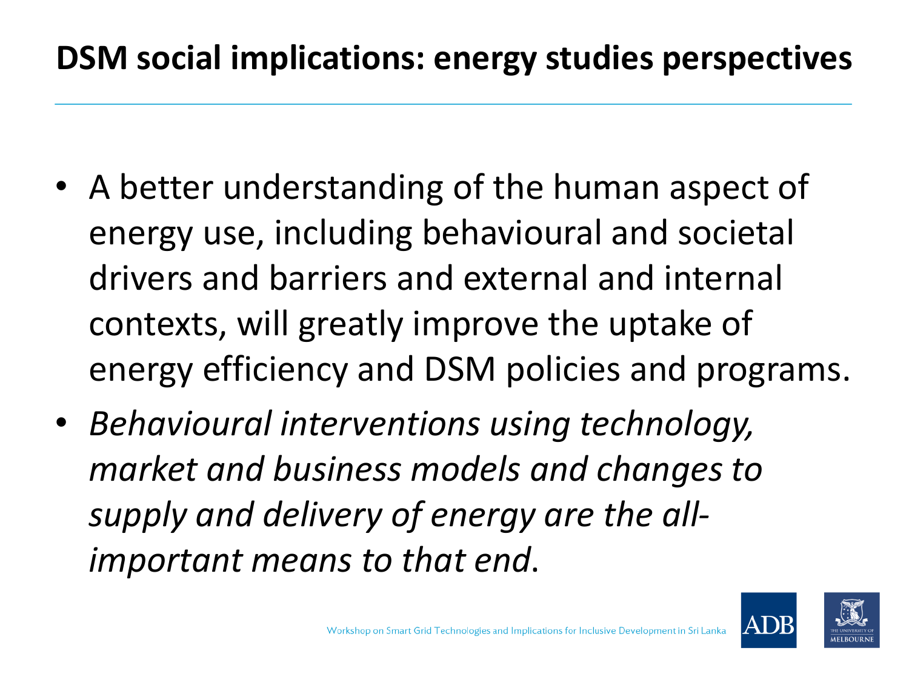# DSM social implications: energy studies perspectives

- A better understanding of the human aspect of energy use, including behavioural and societal drivers and barriers and external and internal contexts, will greatly improve the uptake of energy efficiency and DSM policies and programs.
- *Behavioural interventions using technology, market and business models and changes to supply and delivery of energy are the all-important means to that end*.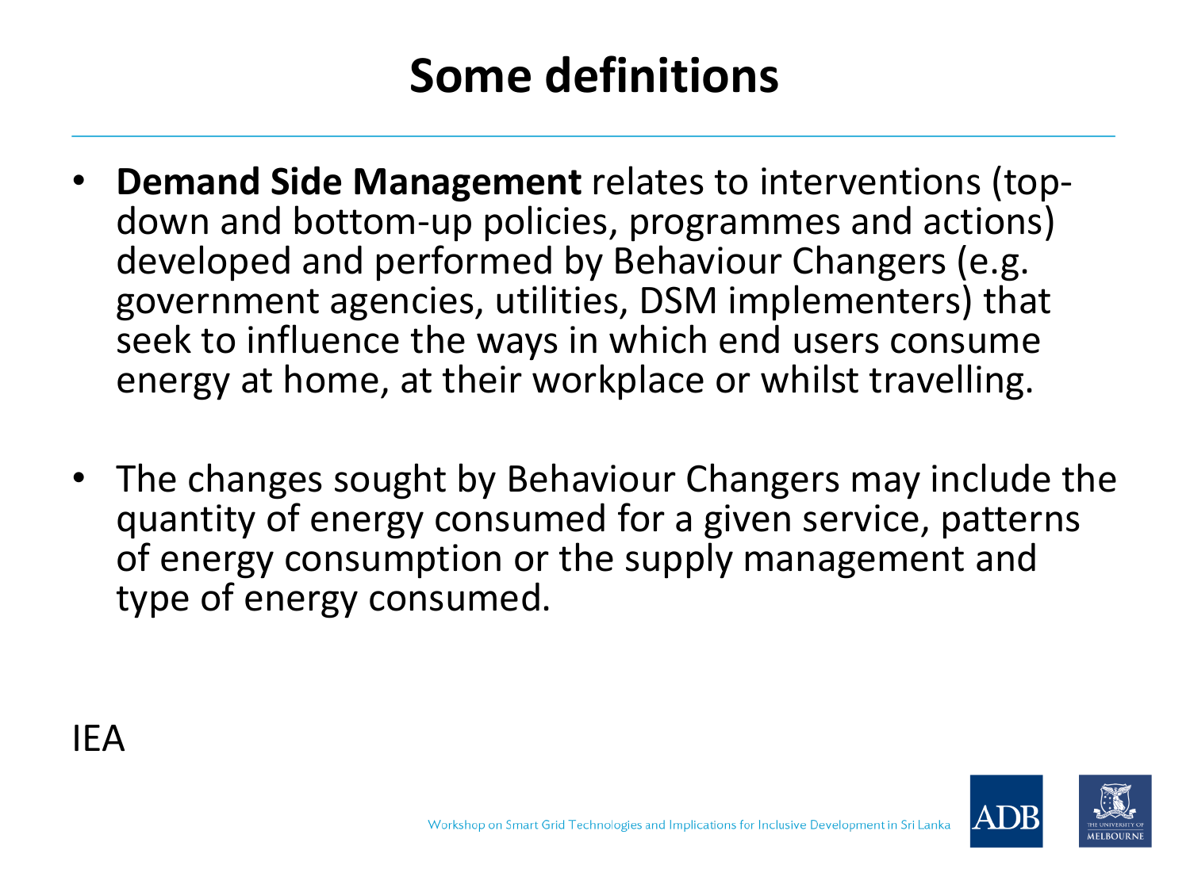# Some definitions

- **Demand Side Management** relates to interventions (top-down and bottom-up policies, programmes and actions) developed and performed by Behaviour Changers (e.g. government agencies, utilities, DSM implementers) that seek to influence the ways in which end users consume energy at home, at their workplace or whilst travelling.

- The changes sought by Behaviour Changers may include the quantity of energy consumed for a given service, patterns of energy consumption or the supply management and type of energy consumed.

IEA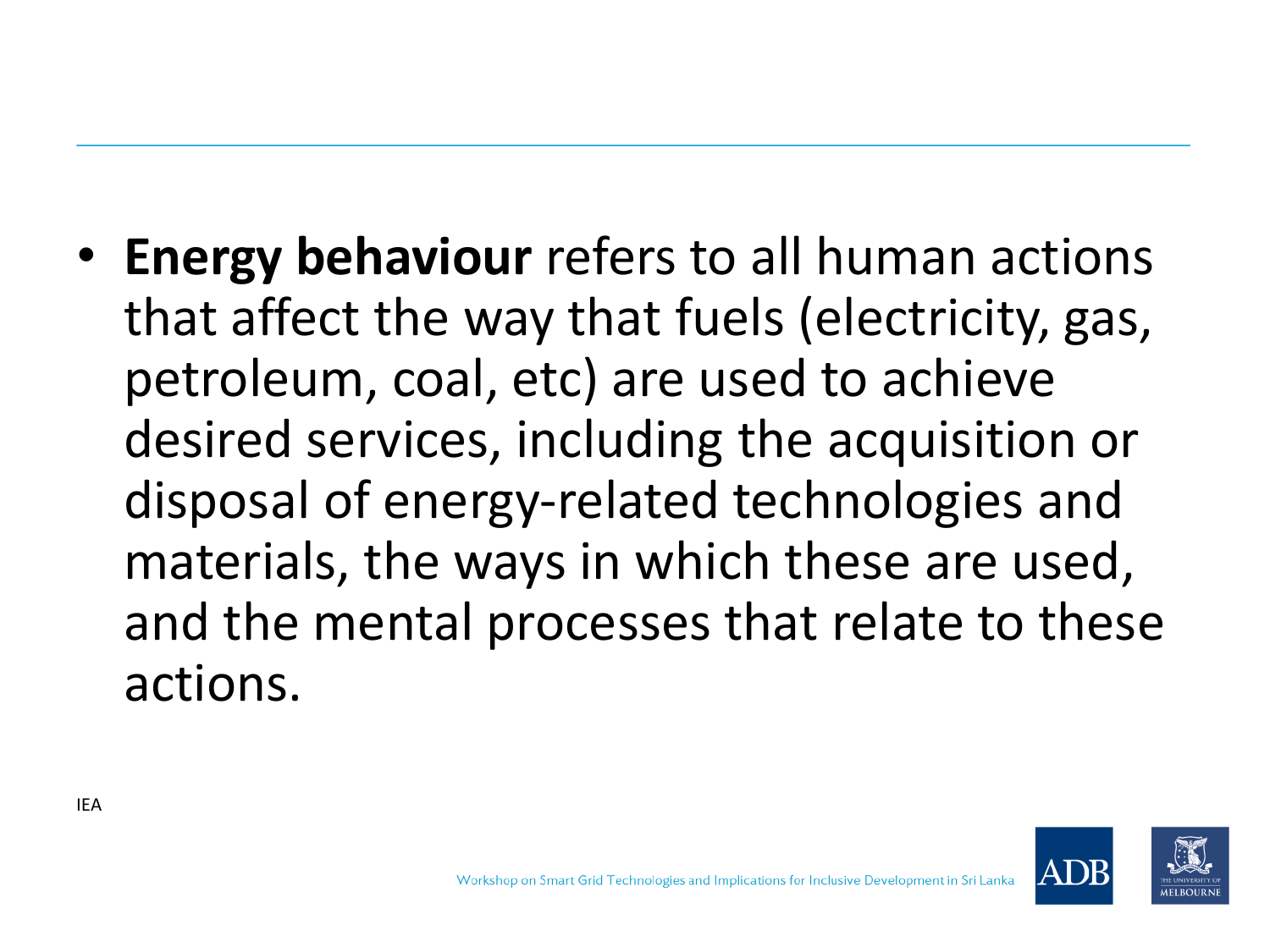- **Energy behaviour** refers to all human actions that affect the way that fuels (electricity, gas, petroleum, coal, etc) are used to achieve desired services, including the acquisition or disposal of energy-related technologies and materials, the ways in which these are used, and the mental processes that relate to these actions.

IEA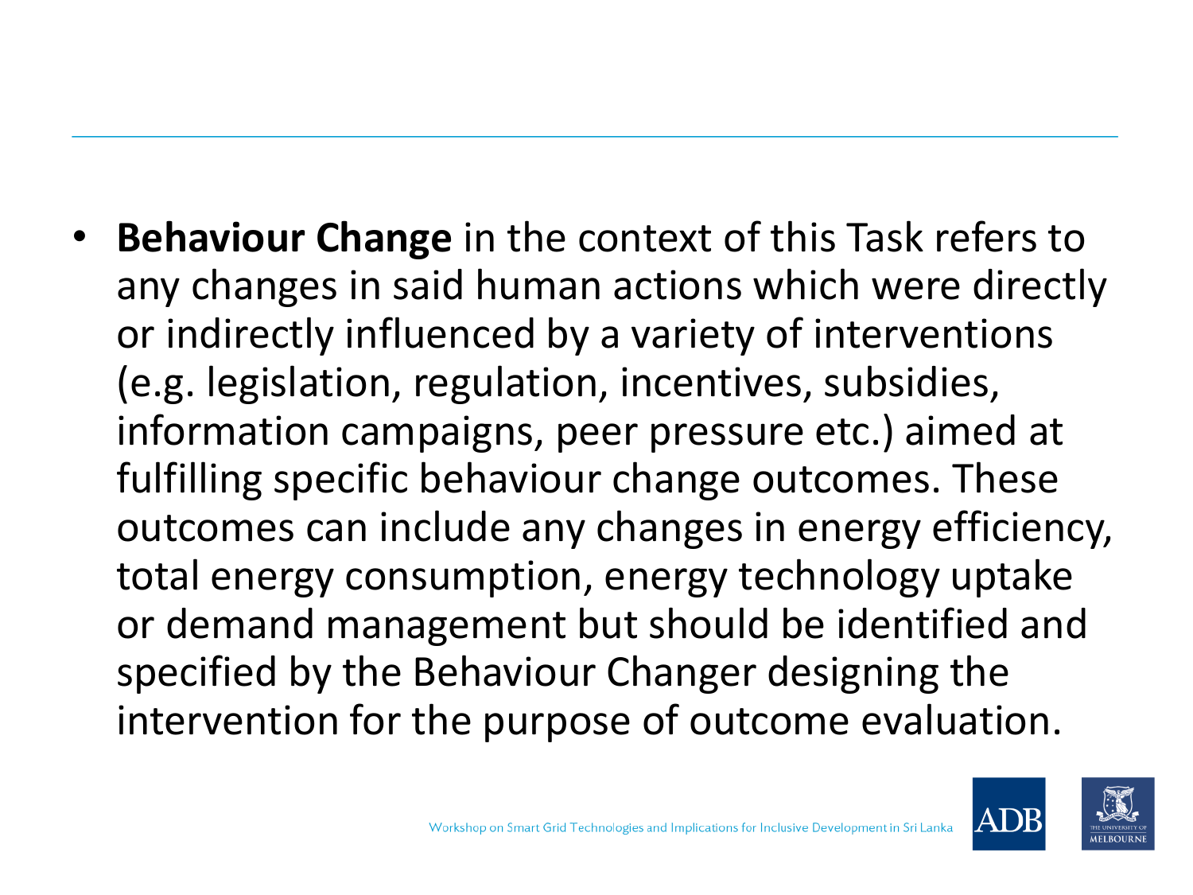- **Behaviour Change** in the context of this Task refers to any changes in said human actions which were directly or indirectly influenced by a variety of interventions (e.g. legislation, regulation, incentives, subsidies, information campaigns, peer pressure etc.) aimed at fulfilling specific behaviour change outcomes. These outcomes can include any changes in energy efficiency, total energy consumption, energy technology uptake or demand management but should be identified and specified by the Behaviour Changer designing the intervention for the purpose of outcome evaluation.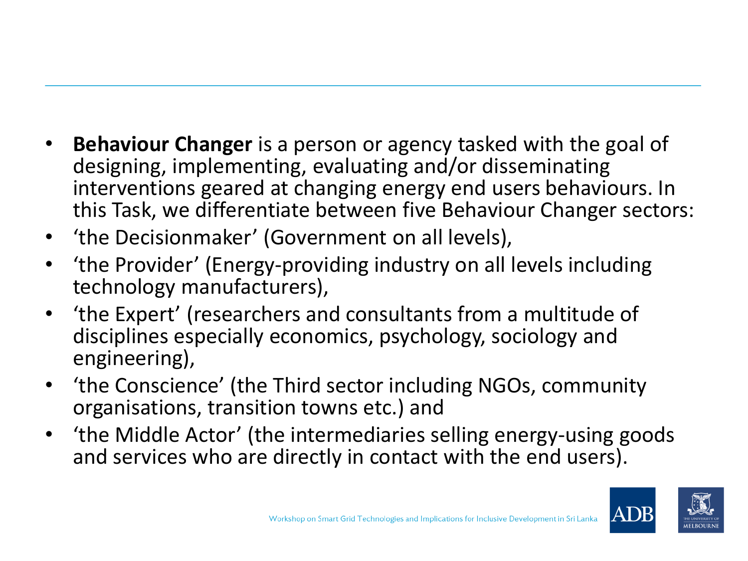- **Behaviour Changer** is a person or agency tasked with the goal of designing, implementing, evaluating and/or disseminating interventions geared at changing energy end users behaviours. In this Task, we differentiate between five Behaviour Changer sectors:
- 'the Decisionmaker' (Government on all levels),
- 'the Provider' (Energy-providing industry on all levels including technology manufacturers),
- 'the Expert' (researchers and consultants from a multitude of disciplines especially economics, psychology, sociology and engineering),
- 'the Conscience' (the Third sector including NGOs, community organisations, transition towns etc.) and
- 'the Middle Actor' (the intermediaries selling energy-using goods and services who are directly in contact with the end users).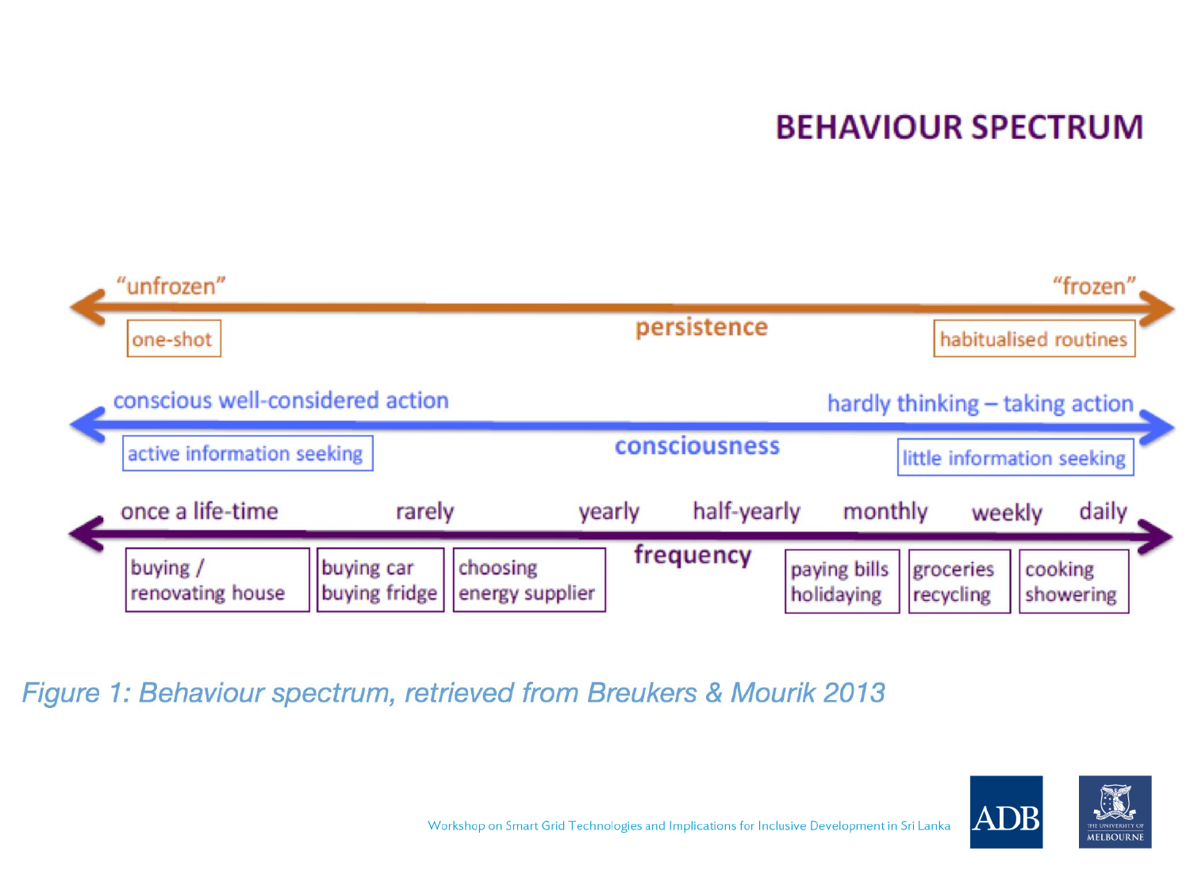# BEHAVIOUR SPECTRUM

"unfrozen" — persistence — "frozen"

one-shot | habitualised routines

conscious well-considered action — consciousness — hardly thinking – taking action

active information seeking | little information seeking

once a life-time — rarely — yearly — half-yearly — monthly — weekly — daily

frequency

| buying / renovating house | buying car buying fridge | choosing energy supplier | paying bills holidaying | groceries recycling | cooking showering |
|---|---|---|---|---|---|

*Figure 1: Behaviour spectrum, retrieved from Breukers & Mourik 2013*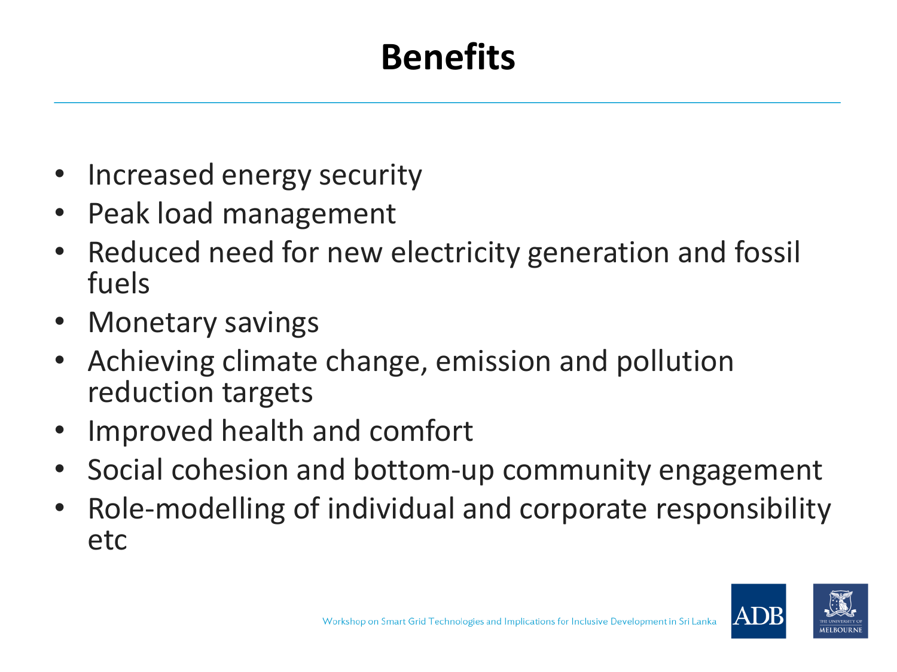# Benefits

- Increased energy security
- Peak load management
- Reduced need for new electricity generation and fossil fuels
- Monetary savings
- Achieving climate change, emission and pollution reduction targets
- Improved health and comfort
- Social cohesion and bottom-up community engagement
- Role-modelling of individual and corporate responsibility etc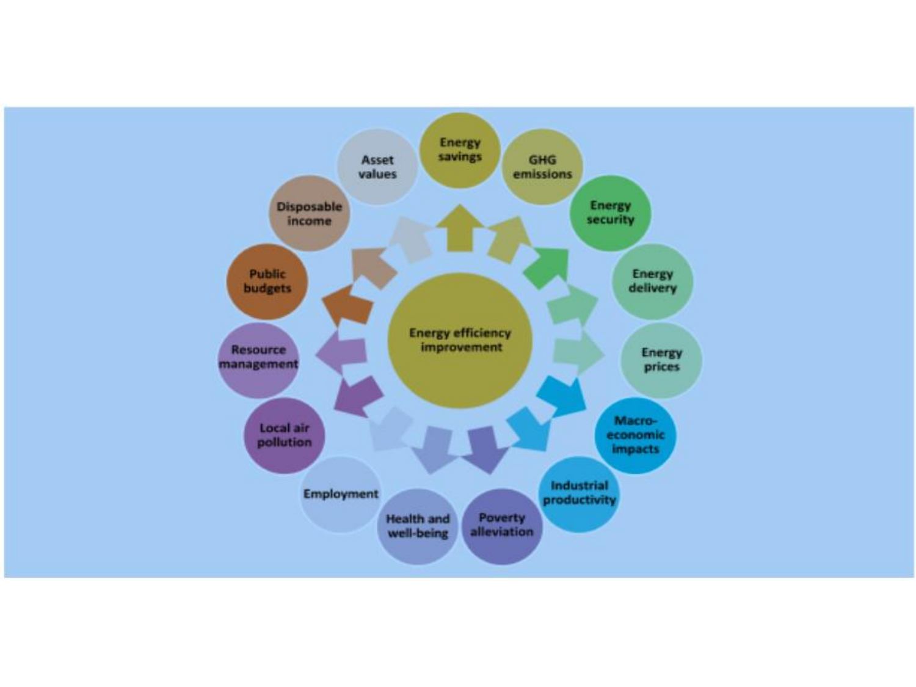Energy efficiency improvement

- Energy savings
- GHG emissions
- Energy security
- Energy delivery
- Energy prices
- Macro-economic impacts
- Industrial productivity
- Poverty alleviation
- Health and well-being
- Employment
- Local air pollution
- Resource management
- Public budgets
- Disposable income
- Asset values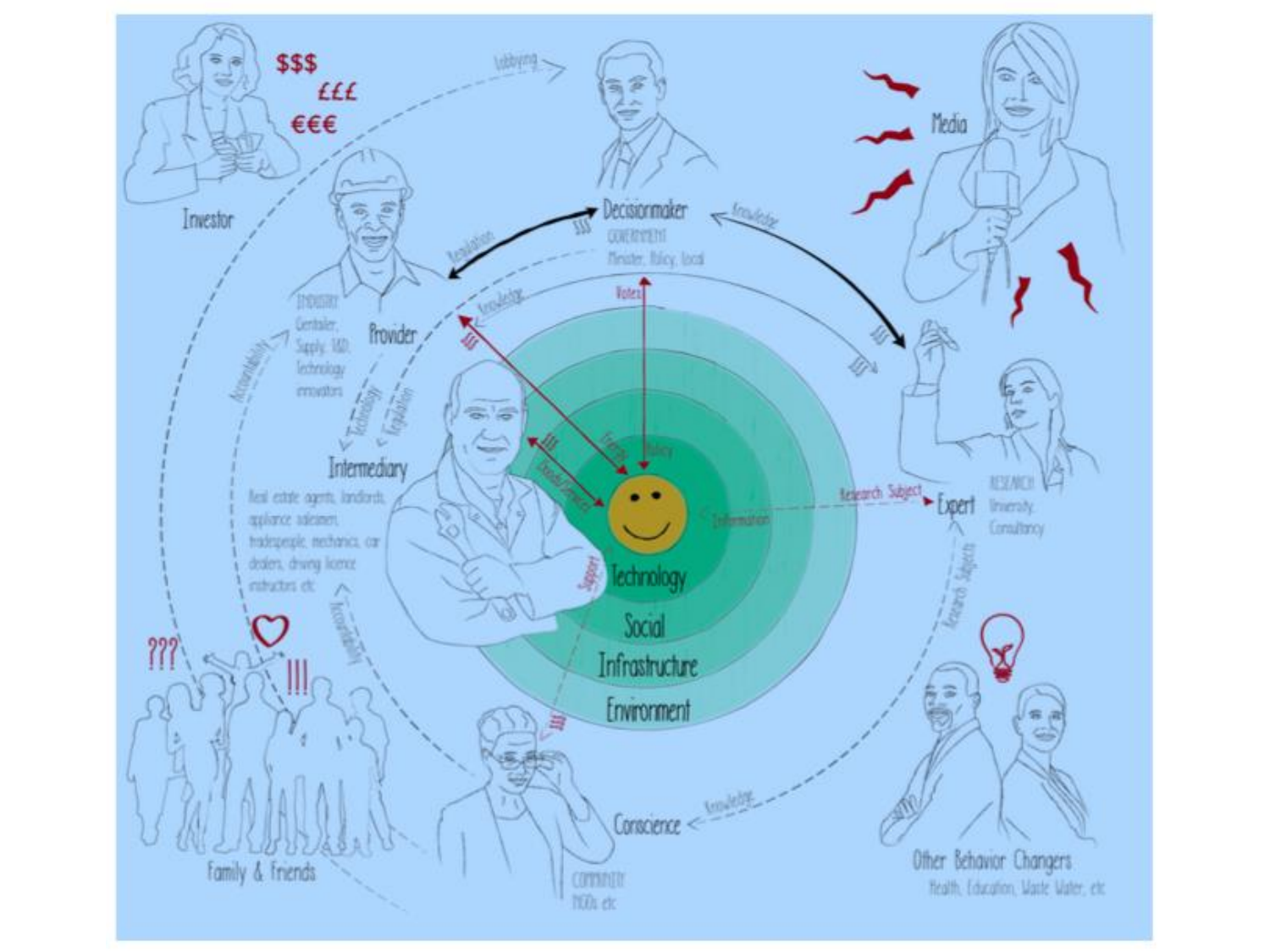Investor

$$$ £££ €€€

Lobbying

Decisionmaker

GOVERNMENT
Minister, Policy, Local

Media

Knowledge

Regulation

$$$

Provider

INDUSTRY
Centralier, Supply, R&D, Technology innovators

Knowledge

$$$

Votes

Accountability

Technology

Regulation

Intermediary

Real estate agents, landlords, appliance salesmen, tradespeople, mechanics, car dealers, driving licence instructors etc.

$$$

Goods/Services

Trends

Policy

Information

Research Subject

Expert

RESEARCH
University, Consultancy

Support

Technology

Social

Infrastructure

Environment

Research Subjects

???

!!!

Accountability

$$$

Knowledge

Family & Friends

Conscience

COMMUNITY
NGOs etc

Other Behavior Changers
Health, Education, Waste Water, etc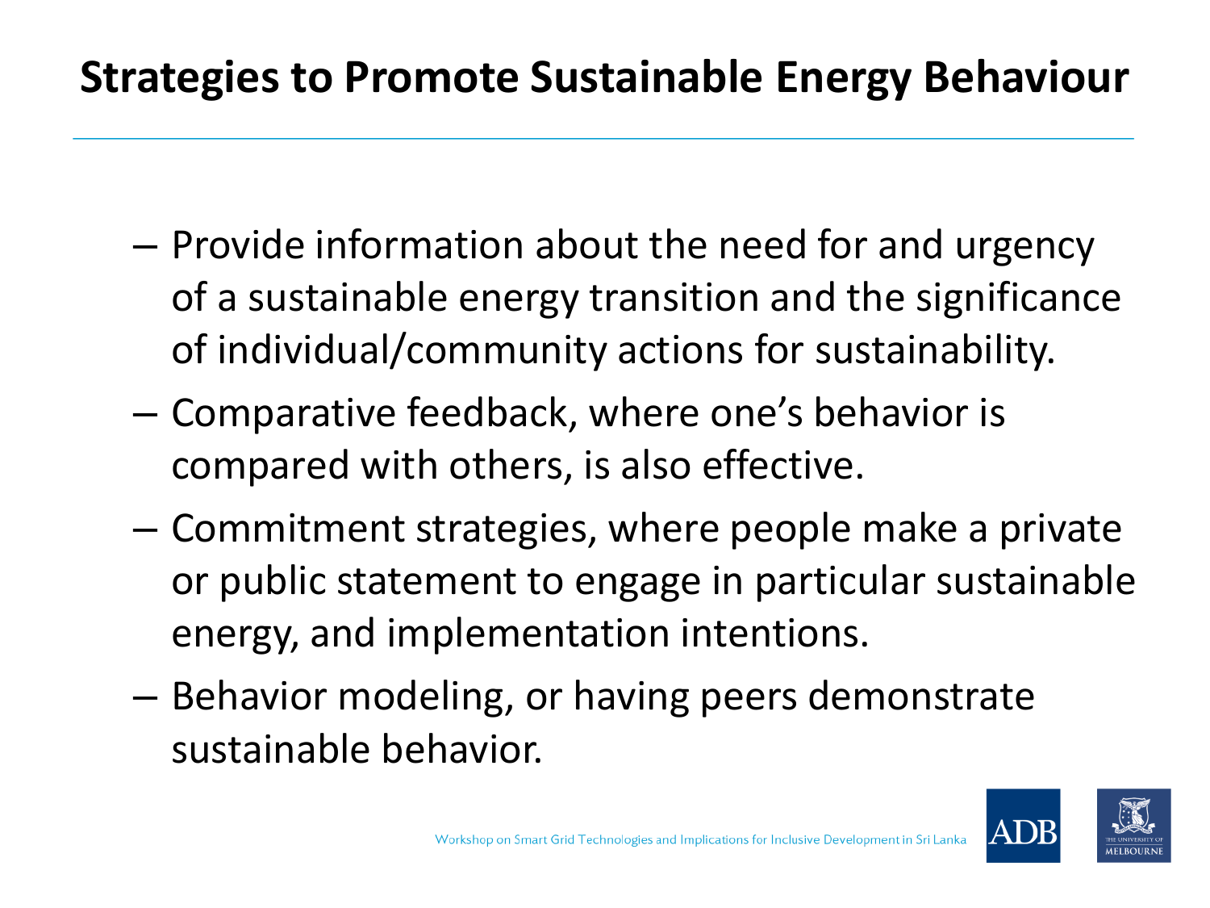# Strategies to Promote Sustainable Energy Behaviour

- Provide information about the need for and urgency of a sustainable energy transition and the significance of individual/community actions for sustainability.
- Comparative feedback, where one's behavior is compared with others, is also effective.
- Commitment strategies, where people make a private or public statement to engage in particular sustainable energy, and implementation intentions.
- Behavior modeling, or having peers demonstrate sustainable behavior.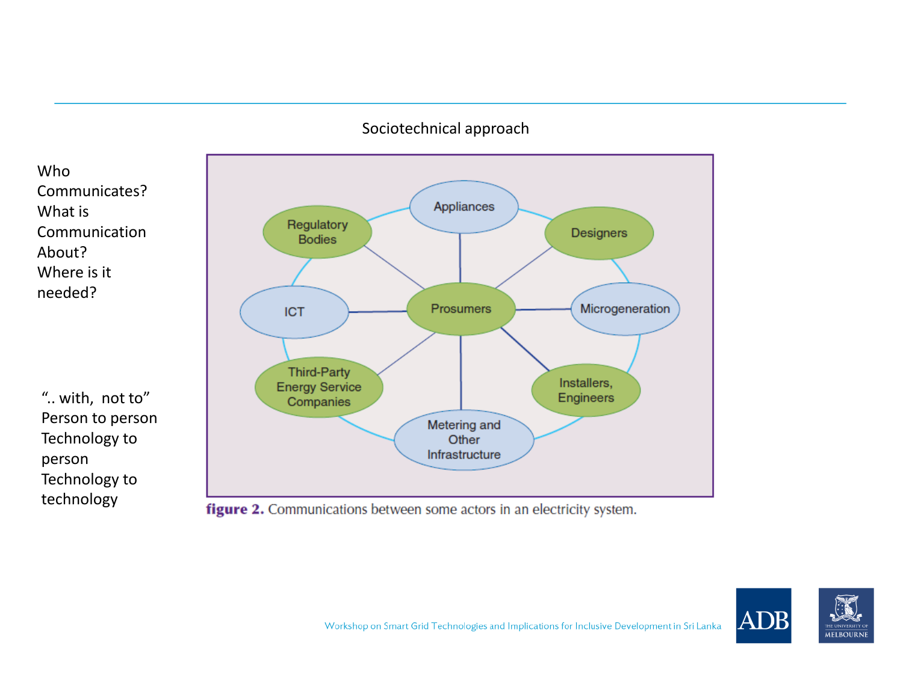## Sociotechnical approach

Who Communicates?
What is Communication About?
Where is it needed?

".. with, not to"
Person to person
Technology to person
Technology to technology

**figure 2.** Communications between some actors in an electricity system.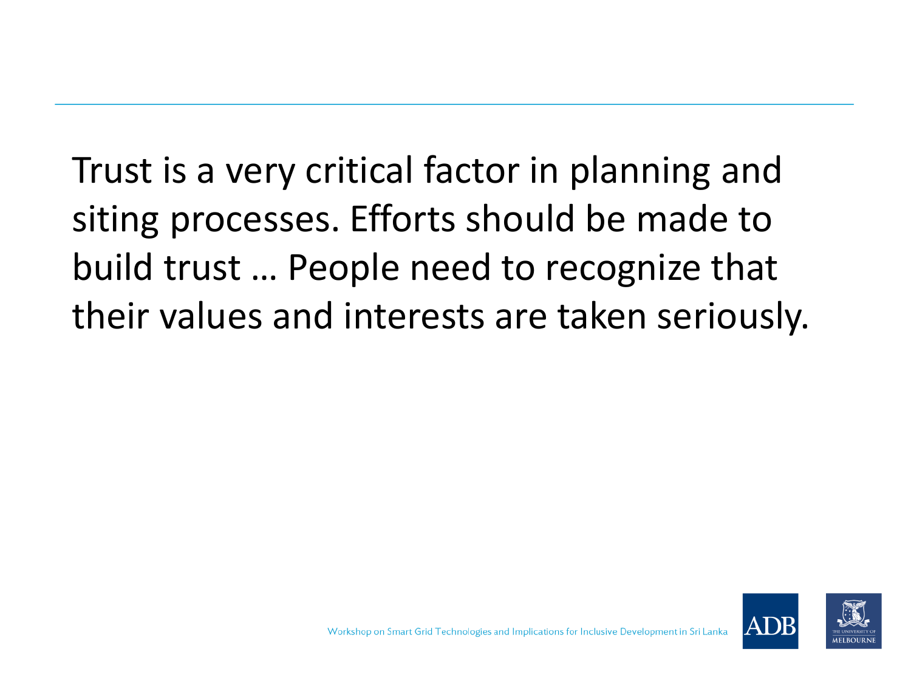Trust is a very critical factor in planning and siting processes. Efforts should be made to build trust … People need to recognize that their values and interests are taken seriously.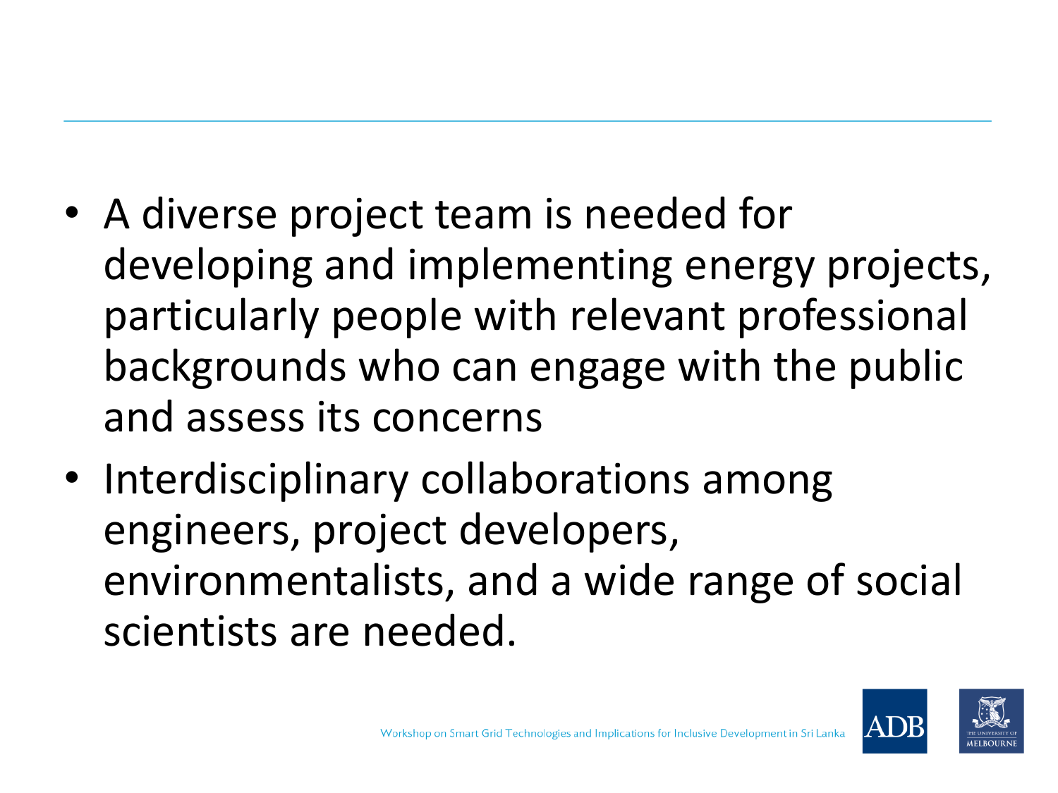- A diverse project team is needed for developing and implementing energy projects, particularly people with relevant professional backgrounds who can engage with the public and assess its concerns
- Interdisciplinary collaborations among engineers, project developers, environmentalists, and a wide range of social scientists are needed.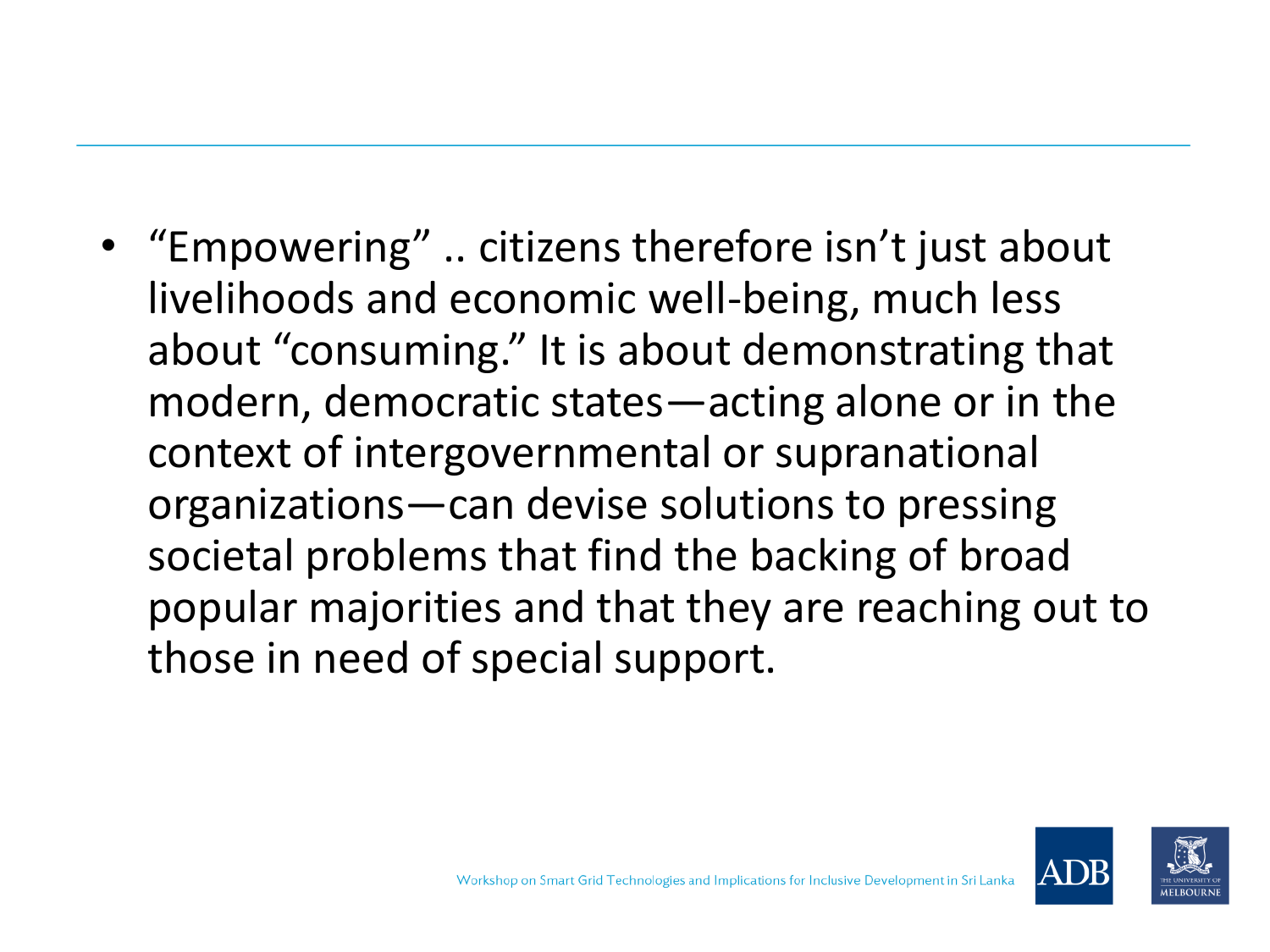- "Empowering" .. citizens therefore isn't just about livelihoods and economic well-being, much less about "consuming." It is about demonstrating that modern, democratic states—acting alone or in the context of intergovernmental or supranational organizations—can devise solutions to pressing societal problems that find the backing of broad popular majorities and that they are reaching out to those in need of special support.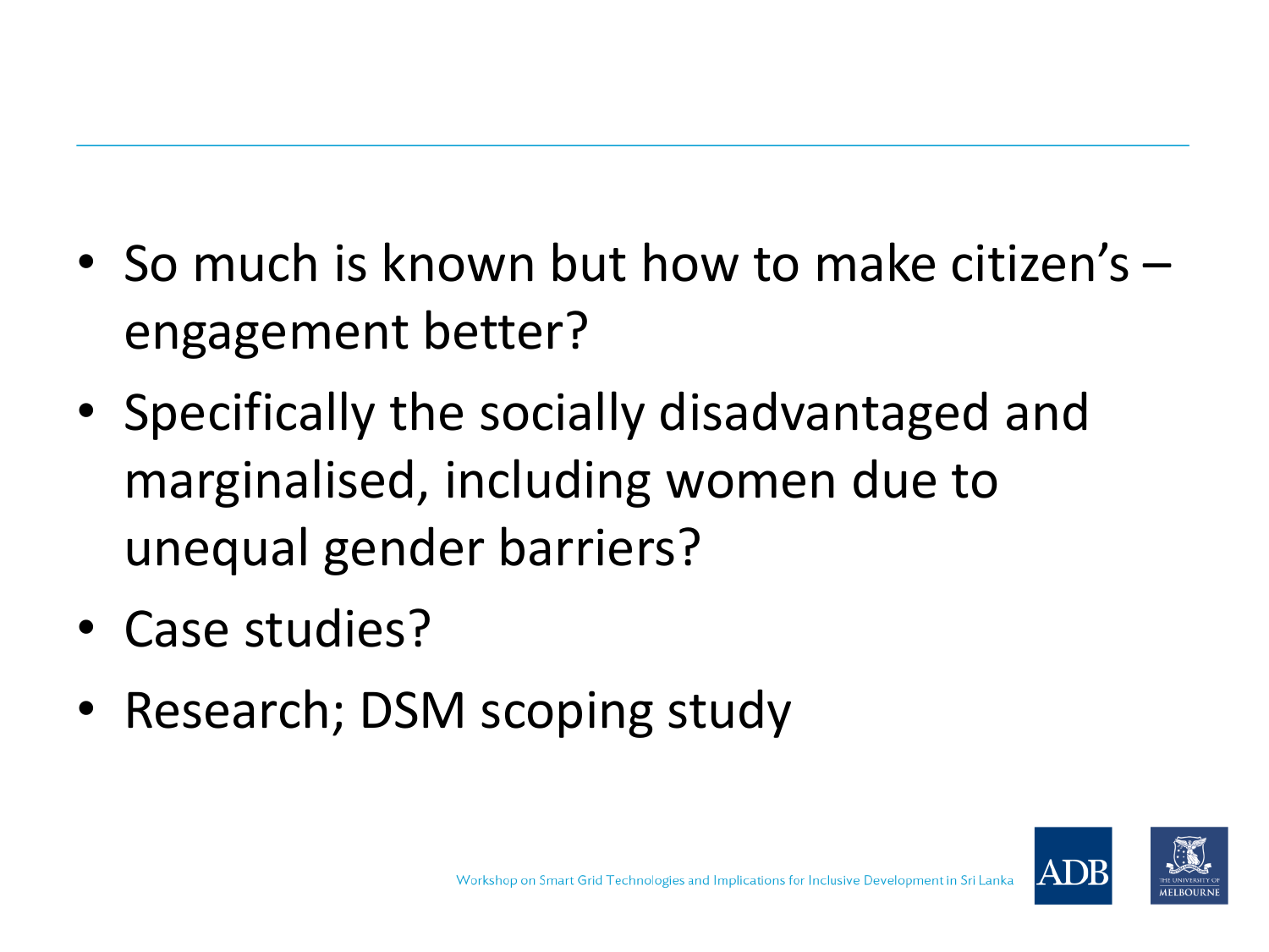- So much is known but how to make citizen's – engagement better?
- Specifically the socially disadvantaged and marginalised, including women due to unequal gender barriers?
- Case studies?
- Research; DSM scoping study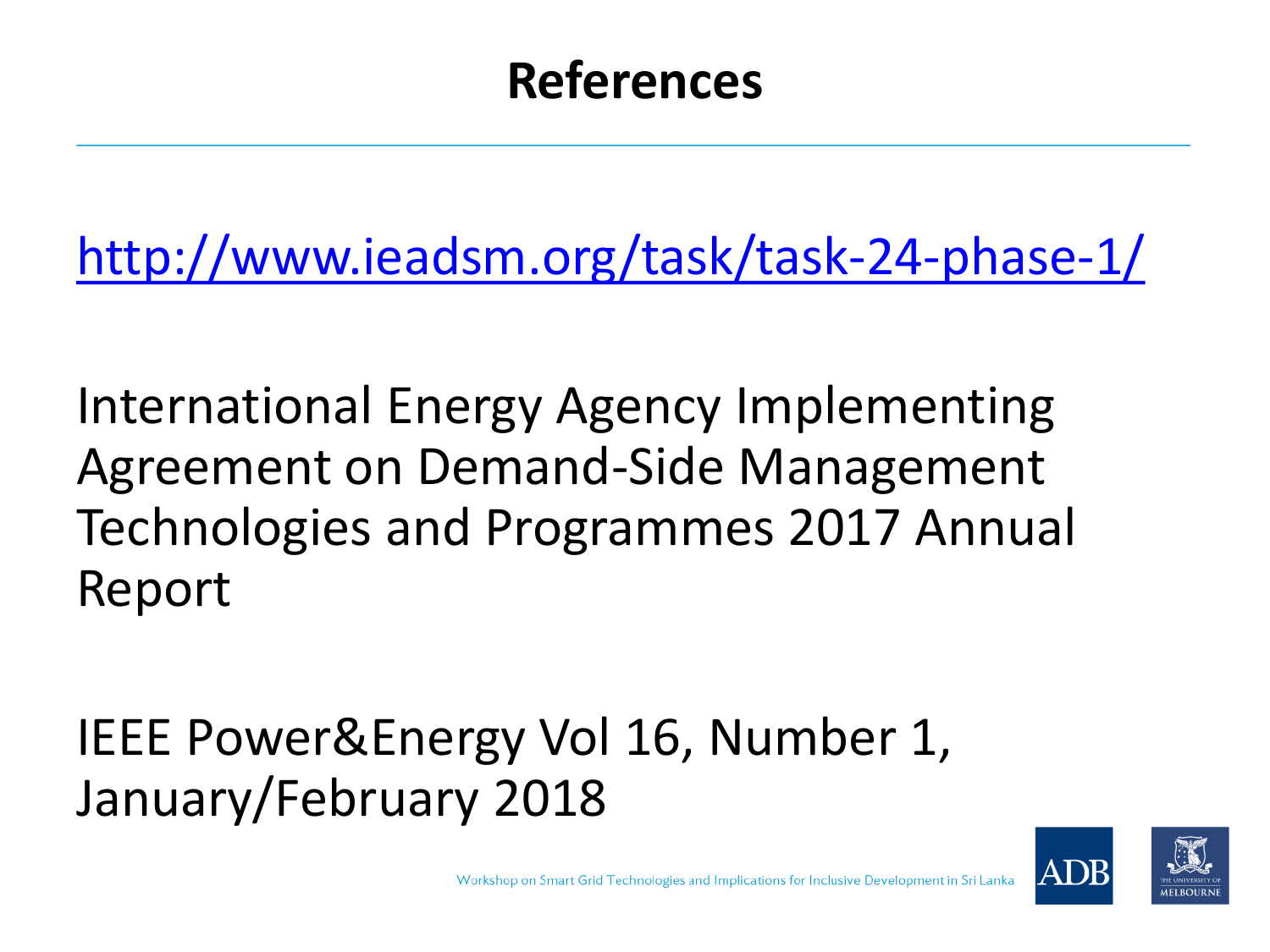# References

http://www.ieadsm.org/task/task-24-phase-1/

International Energy Agency Implementing Agreement on Demand-Side Management Technologies and Programmes 2017 Annual Report

IEEE Power&Energy Vol 16, Number 1, January/February 2018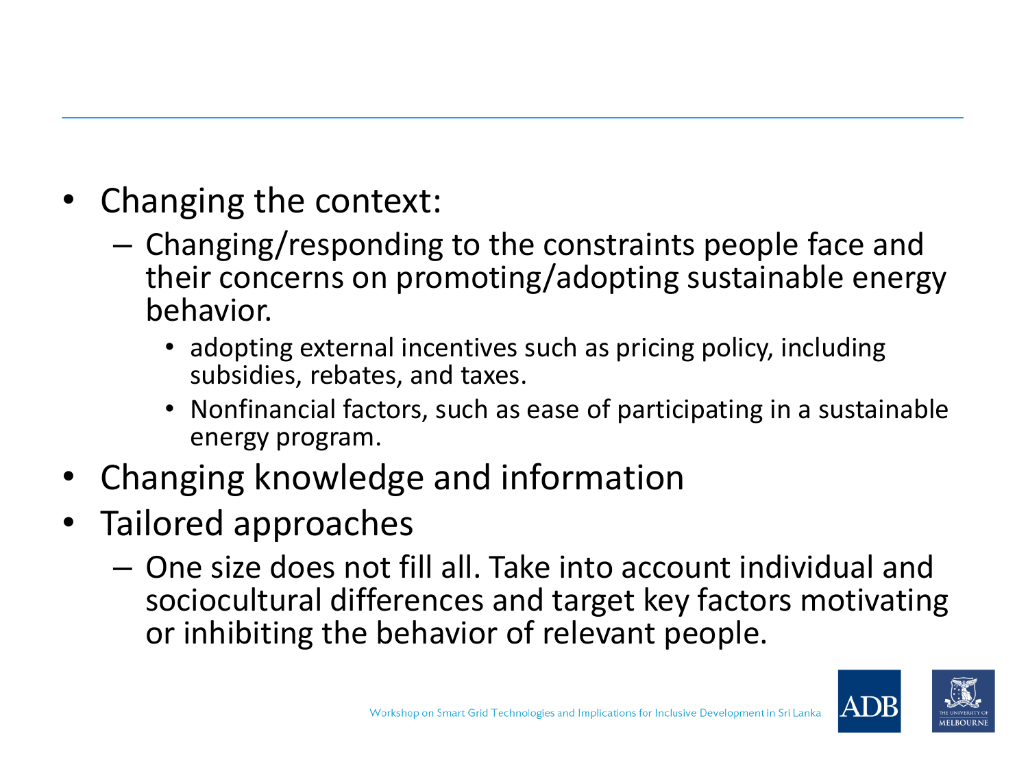- Changing the context:
  - Changing/responding to the constraints people face and their concerns on promoting/adopting sustainable energy behavior.
    - adopting external incentives such as pricing policy, including subsidies, rebates, and taxes.
    - Nonfinancial factors, such as ease of participating in a sustainable energy program.
- Changing knowledge and information
- Tailored approaches
  - One size does not fill all. Take into account individual and sociocultural differences and target key factors motivating or inhibiting the behavior of relevant people.